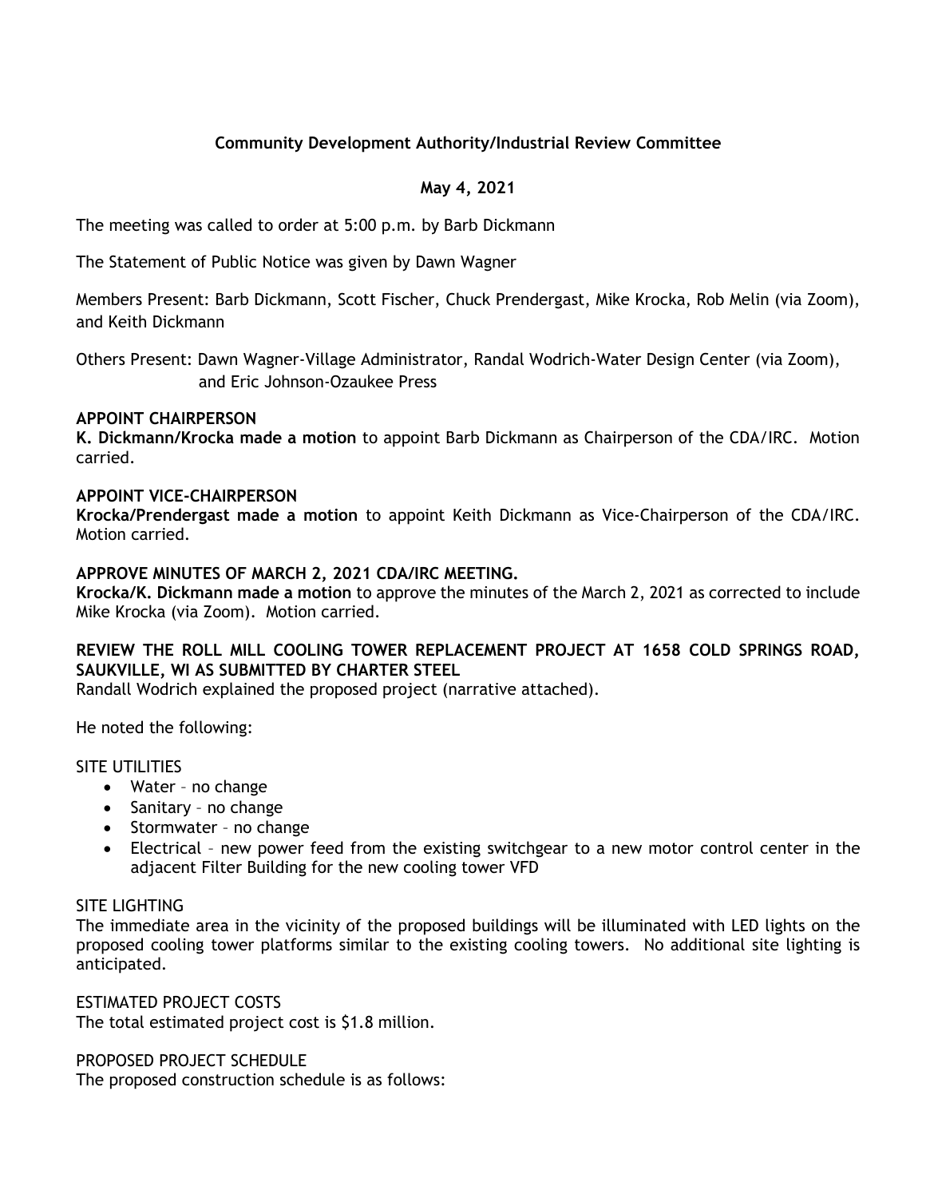# Community Development Authority/Industrial Review Committee

## May 4, 2021

The meeting was called to order at 5:00 p.m. by Barb Dickmann

The Statement of Public Notice was given by Dawn Wagner

Members Present: Barb Dickmann, Scott Fischer, Chuck Prendergast, Mike Krocka, Rob Melin (via Zoom), and Keith Dickmann

Others Present: Dawn Wagner-Village Administrator, Randal Wodrich-Water Design Center (via Zoom), and Eric Johnson-Ozaukee Press

**APPOINT CHAIRPERSON**

**K. Dickmann/Krocka made a motion** to appoint Barb Dickmann as Chairperson of the CDA/IRC. Motion carried.

**APPOINT VICE-CHAIRPERSON**

**Krocka/Prendergast made a motion** to appoint Keith Dickmann as Vice-Chairperson of the CDA/IRC. Motion carried.

**APPROVE MINUTES OF MARCH 2, 2021 CDA/IRC MEETING.**

**Krocka/K. Dickmann made a motion** to approve the minutes of the March 2, 2021 as corrected to include Mike Krocka (via Zoom). Motion carried.

**REVIEW THE ROLL MILL COOLING TOWER REPLACEMENT PROJECT AT 1658 COLD SPRINGS ROAD, SAUKVILLE, WI AS SUBMITTED BY CHARTER STEEL**

Randall Wodrich explained the proposed project (narrative attached).

He noted the following:

SITE UTILITIES

- Water – no change
- Sanitary – no change
- Stormwater – no change
- Electrical – new power feed from the existing switchgear to a new motor control center in the adjacent Filter Building for the new cooling tower VFD

SITE LIGHTING

The immediate area in the vicinity of the proposed buildings will be illuminated with LED lights on the proposed cooling tower platforms similar to the existing cooling towers. No additional site lighting is anticipated.

ESTIMATED PROJECT COSTS

The total estimated project cost is $1.8 million.

PROPOSED PROJECT SCHEDULE

The proposed construction schedule is as follows: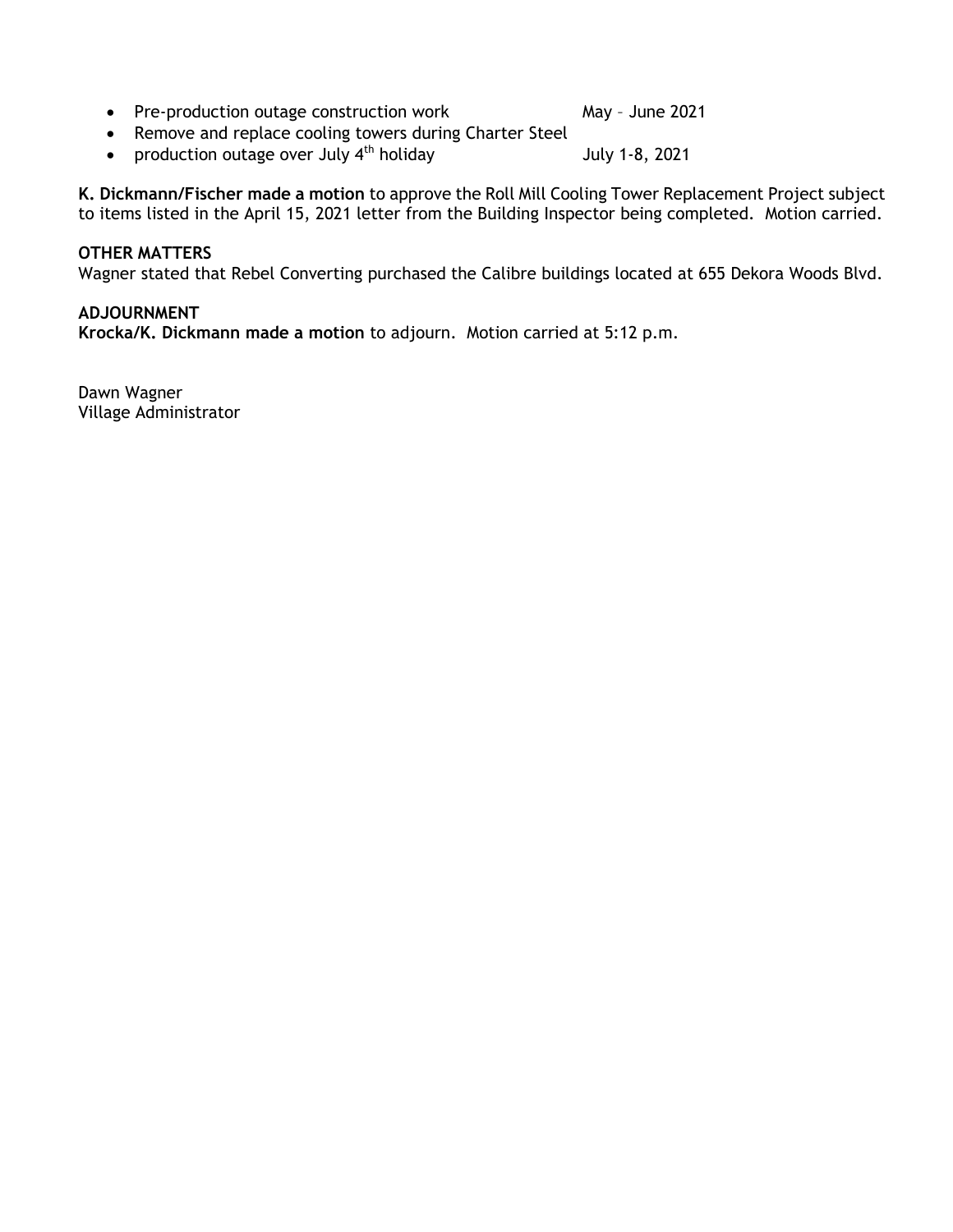- Pre-production outage construction work May – June 2021
- Remove and replace cooling towers during Charter Steel
- production outage over July 4th holiday July 1-8, 2021

**K. Dickmann/Fischer made a motion** to approve the Roll Mill Cooling Tower Replacement Project subject to items listed in the April 15, 2021 letter from the Building Inspector being completed. Motion carried.

**OTHER MATTERS**

Wagner stated that Rebel Converting purchased the Calibre buildings located at 655 Dekora Woods Blvd.

**ADJOURNMENT**

**Krocka/K. Dickmann made a motion** to adjourn. Motion carried at 5:12 p.m.

Dawn Wagner
Village Administrator